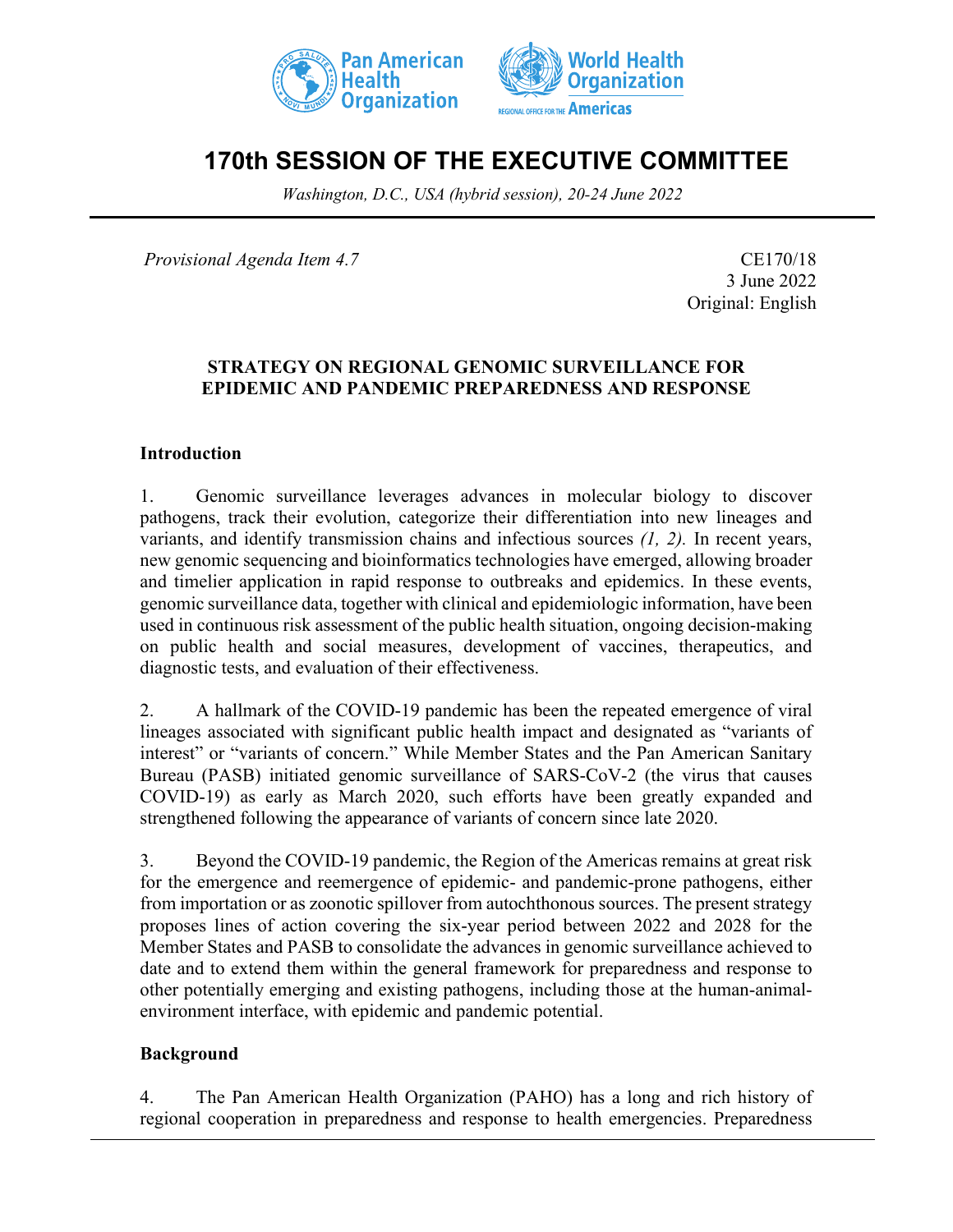# 170th SESSION OF THE EXECUTIVE COMMITTEE

*Washington, D.C., USA (hybrid session), 20-24 June 2022*

*Provisional Agenda Item 4.7*

CE170/18
3 June 2022
Original: English

**STRATEGY ON REGIONAL GENOMIC SURVEILLANCE FOR EPIDEMIC AND PANDEMIC PREPAREDNESS AND RESPONSE**

## Introduction

1. Genomic surveillance leverages advances in molecular biology to discover pathogens, track their evolution, categorize their differentiation into new lineages and variants, and identify transmission chains and infectious sources *(1, 2).* In recent years, new genomic sequencing and bioinformatics technologies have emerged, allowing broader and timelier application in rapid response to outbreaks and epidemics. In these events, genomic surveillance data, together with clinical and epidemiologic information, have been used in continuous risk assessment of the public health situation, ongoing decision-making on public health and social measures, development of vaccines, therapeutics, and diagnostic tests, and evaluation of their effectiveness.

2. A hallmark of the COVID-19 pandemic has been the repeated emergence of viral lineages associated with significant public health impact and designated as "variants of interest" or "variants of concern." While Member States and the Pan American Sanitary Bureau (PASB) initiated genomic surveillance of SARS-CoV-2 (the virus that causes COVID-19) as early as March 2020, such efforts have been greatly expanded and strengthened following the appearance of variants of concern since late 2020.

3. Beyond the COVID-19 pandemic, the Region of the Americas remains at great risk for the emergence and reemergence of epidemic- and pandemic-prone pathogens, either from importation or as zoonotic spillover from autochthonous sources. The present strategy proposes lines of action covering the six-year period between 2022 and 2028 for the Member States and PASB to consolidate the advances in genomic surveillance achieved to date and to extend them within the general framework for preparedness and response to other potentially emerging and existing pathogens, including those at the human-animal-environment interface, with epidemic and pandemic potential.

## Background

4. The Pan American Health Organization (PAHO) has a long and rich history of regional cooperation in preparedness and response to health emergencies. Preparedness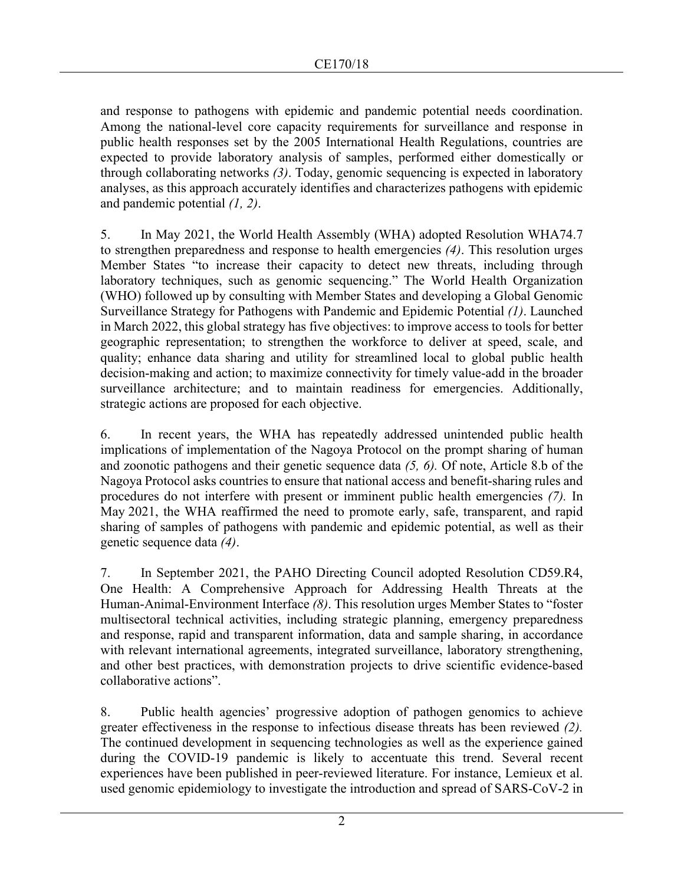and response to pathogens with epidemic and pandemic potential needs coordination. Among the national-level core capacity requirements for surveillance and response in public health responses set by the 2005 International Health Regulations, countries are expected to provide laboratory analysis of samples, performed either domestically or through collaborating networks *(3)*. Today, genomic sequencing is expected in laboratory analyses, as this approach accurately identifies and characterizes pathogens with epidemic and pandemic potential *(1, 2)*.

5. In May 2021, the World Health Assembly (WHA) adopted Resolution WHA74.7 to strengthen preparedness and response to health emergencies *(4)*. This resolution urges Member States "to increase their capacity to detect new threats, including through laboratory techniques, such as genomic sequencing." The World Health Organization (WHO) followed up by consulting with Member States and developing a Global Genomic Surveillance Strategy for Pathogens with Pandemic and Epidemic Potential *(1)*. Launched in March 2022, this global strategy has five objectives: to improve access to tools for better geographic representation; to strengthen the workforce to deliver at speed, scale, and quality; enhance data sharing and utility for streamlined local to global public health decision-making and action; to maximize connectivity for timely value-add in the broader surveillance architecture; and to maintain readiness for emergencies. Additionally, strategic actions are proposed for each objective.

6. In recent years, the WHA has repeatedly addressed unintended public health implications of implementation of the Nagoya Protocol on the prompt sharing of human and zoonotic pathogens and their genetic sequence data *(5, 6).* Of note, Article 8.b of the Nagoya Protocol asks countries to ensure that national access and benefit-sharing rules and procedures do not interfere with present or imminent public health emergencies *(7).* In May 2021, the WHA reaffirmed the need to promote early, safe, transparent, and rapid sharing of samples of pathogens with pandemic and epidemic potential, as well as their genetic sequence data *(4)*.

7. In September 2021, the PAHO Directing Council adopted Resolution CD59.R4, One Health: A Comprehensive Approach for Addressing Health Threats at the Human-Animal-Environment Interface *(8)*. This resolution urges Member States to "foster multisectoral technical activities, including strategic planning, emergency preparedness and response, rapid and transparent information, data and sample sharing, in accordance with relevant international agreements, integrated surveillance, laboratory strengthening, and other best practices, with demonstration projects to drive scientific evidence-based collaborative actions".

8. Public health agencies' progressive adoption of pathogen genomics to achieve greater effectiveness in the response to infectious disease threats has been reviewed *(2).* The continued development in sequencing technologies as well as the experience gained during the COVID-19 pandemic is likely to accentuate this trend. Several recent experiences have been published in peer-reviewed literature. For instance, Lemieux et al. used genomic epidemiology to investigate the introduction and spread of SARS-CoV-2 in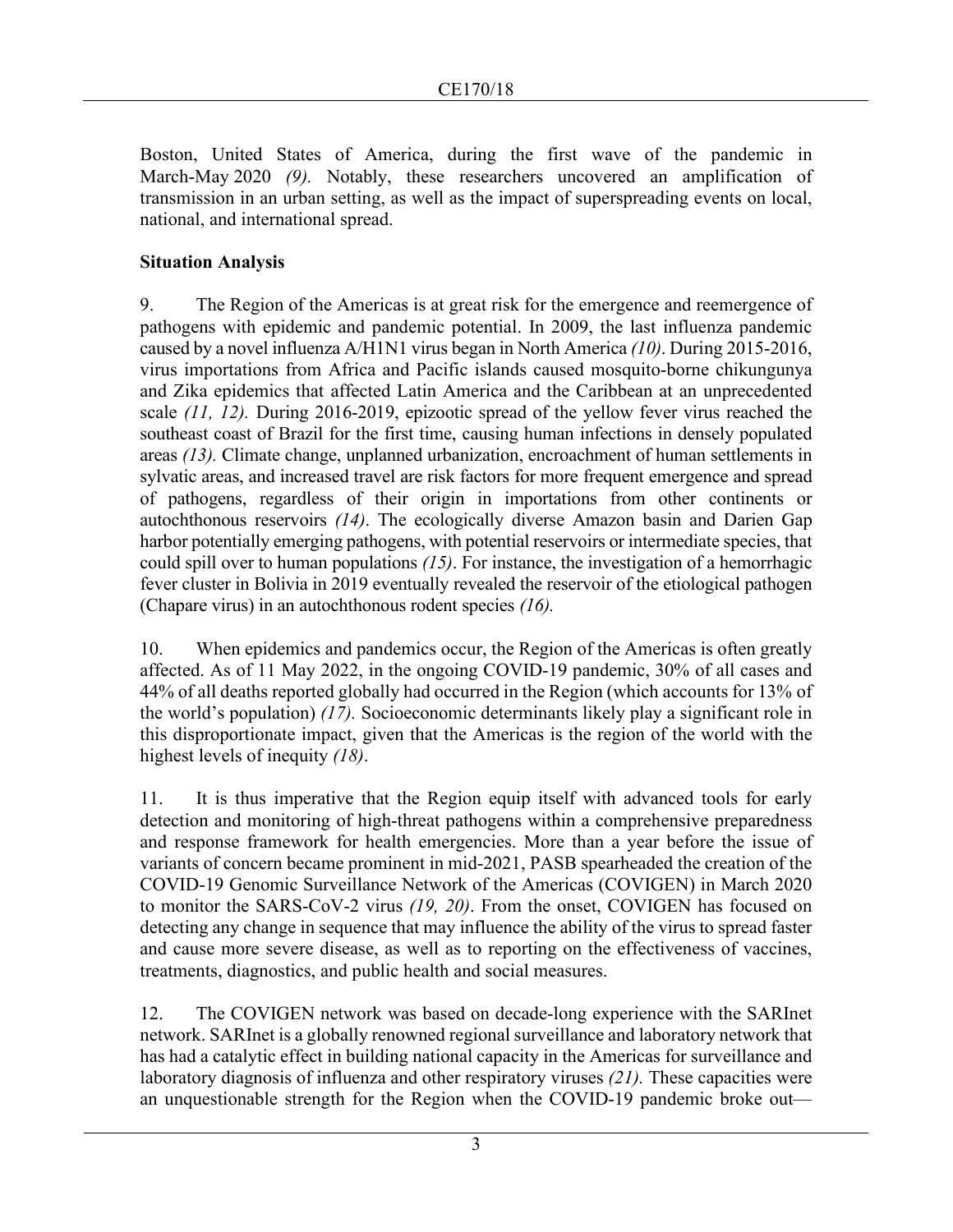Boston, United States of America, during the first wave of the pandemic in March-May 2020 *(9).* Notably, these researchers uncovered an amplification of transmission in an urban setting, as well as the impact of superspreading events on local, national, and international spread.

**Situation Analysis**

9. The Region of the Americas is at great risk for the emergence and reemergence of pathogens with epidemic and pandemic potential. In 2009, the last influenza pandemic caused by a novel influenza A/H1N1 virus began in North America *(10)*. During 2015-2016, virus importations from Africa and Pacific islands caused mosquito-borne chikungunya and Zika epidemics that affected Latin America and the Caribbean at an unprecedented scale *(11, 12).* During 2016-2019, epizootic spread of the yellow fever virus reached the southeast coast of Brazil for the first time, causing human infections in densely populated areas *(13).* Climate change, unplanned urbanization, encroachment of human settlements in sylvatic areas, and increased travel are risk factors for more frequent emergence and spread of pathogens, regardless of their origin in importations from other continents or autochthonous reservoirs *(14)*. The ecologically diverse Amazon basin and Darien Gap harbor potentially emerging pathogens, with potential reservoirs or intermediate species, that could spill over to human populations *(15)*. For instance, the investigation of a hemorrhagic fever cluster in Bolivia in 2019 eventually revealed the reservoir of the etiological pathogen (Chapare virus) in an autochthonous rodent species *(16).*

10. When epidemics and pandemics occur, the Region of the Americas is often greatly affected. As of 11 May 2022, in the ongoing COVID-19 pandemic, 30% of all cases and 44% of all deaths reported globally had occurred in the Region (which accounts for 13% of the world's population) *(17).* Socioeconomic determinants likely play a significant role in this disproportionate impact, given that the Americas is the region of the world with the highest levels of inequity *(18)*.

11. It is thus imperative that the Region equip itself with advanced tools for early detection and monitoring of high-threat pathogens within a comprehensive preparedness and response framework for health emergencies. More than a year before the issue of variants of concern became prominent in mid-2021, PASB spearheaded the creation of the COVID-19 Genomic Surveillance Network of the Americas (COVIGEN) in March 2020 to monitor the SARS-CoV-2 virus *(19, 20)*. From the onset, COVIGEN has focused on detecting any change in sequence that may influence the ability of the virus to spread faster and cause more severe disease, as well as to reporting on the effectiveness of vaccines, treatments, diagnostics, and public health and social measures.

12. The COVIGEN network was based on decade-long experience with the SARInet network. SARInet is a globally renowned regional surveillance and laboratory network that has had a catalytic effect in building national capacity in the Americas for surveillance and laboratory diagnosis of influenza and other respiratory viruses *(21).* These capacities were an unquestionable strength for the Region when the COVID-19 pandemic broke out—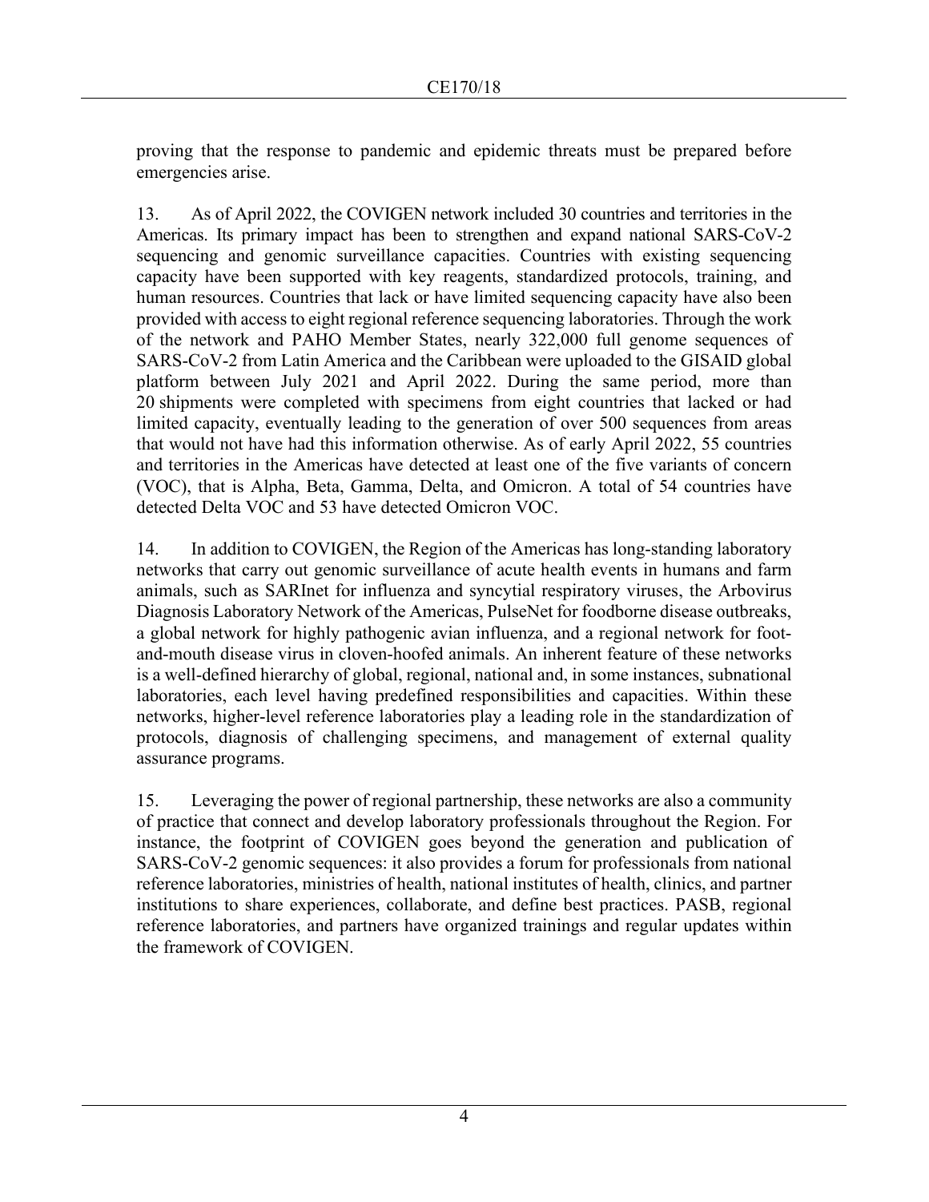proving that the response to pandemic and epidemic threats must be prepared before emergencies arise.

13. As of April 2022, the COVIGEN network included 30 countries and territories in the Americas. Its primary impact has been to strengthen and expand national SARS-CoV-2 sequencing and genomic surveillance capacities. Countries with existing sequencing capacity have been supported with key reagents, standardized protocols, training, and human resources. Countries that lack or have limited sequencing capacity have also been provided with access to eight regional reference sequencing laboratories. Through the work of the network and PAHO Member States, nearly 322,000 full genome sequences of SARS-CoV-2 from Latin America and the Caribbean were uploaded to the GISAID global platform between July 2021 and April 2022. During the same period, more than 20 shipments were completed with specimens from eight countries that lacked or had limited capacity, eventually leading to the generation of over 500 sequences from areas that would not have had this information otherwise. As of early April 2022, 55 countries and territories in the Americas have detected at least one of the five variants of concern (VOC), that is Alpha, Beta, Gamma, Delta, and Omicron. A total of 54 countries have detected Delta VOC and 53 have detected Omicron VOC.

14. In addition to COVIGEN, the Region of the Americas has long-standing laboratory networks that carry out genomic surveillance of acute health events in humans and farm animals, such as SARInet for influenza and syncytial respiratory viruses, the Arbovirus Diagnosis Laboratory Network of the Americas, PulseNet for foodborne disease outbreaks, a global network for highly pathogenic avian influenza, and a regional network for foot-and-mouth disease virus in cloven-hoofed animals. An inherent feature of these networks is a well-defined hierarchy of global, regional, national and, in some instances, subnational laboratories, each level having predefined responsibilities and capacities. Within these networks, higher-level reference laboratories play a leading role in the standardization of protocols, diagnosis of challenging specimens, and management of external quality assurance programs.

15. Leveraging the power of regional partnership, these networks are also a community of practice that connect and develop laboratory professionals throughout the Region. For instance, the footprint of COVIGEN goes beyond the generation and publication of SARS-CoV-2 genomic sequences: it also provides a forum for professionals from national reference laboratories, ministries of health, national institutes of health, clinics, and partner institutions to share experiences, collaborate, and define best practices. PASB, regional reference laboratories, and partners have organized trainings and regular updates within the framework of COVIGEN.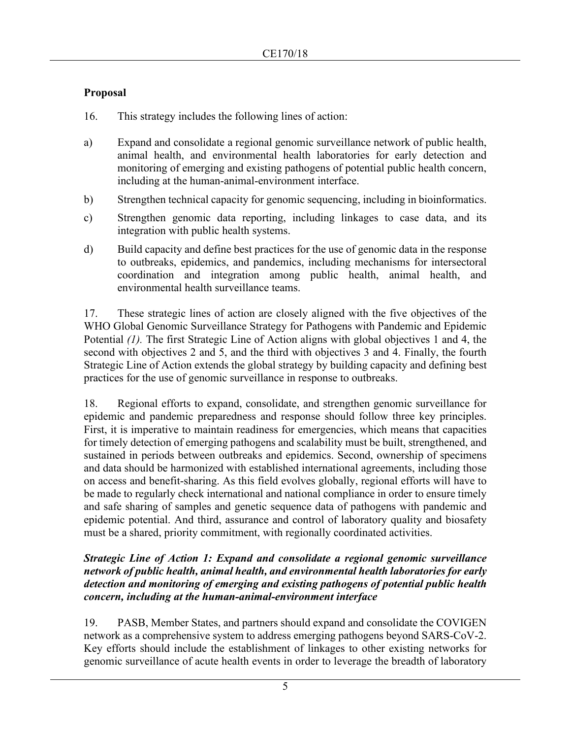## Proposal

16. This strategy includes the following lines of action:

a) Expand and consolidate a regional genomic surveillance network of public health, animal health, and environmental health laboratories for early detection and monitoring of emerging and existing pathogens of potential public health concern, including at the human-animal-environment interface.

b) Strengthen technical capacity for genomic sequencing, including in bioinformatics.

c) Strengthen genomic data reporting, including linkages to case data, and its integration with public health systems.

d) Build capacity and define best practices for the use of genomic data in the response to outbreaks, epidemics, and pandemics, including mechanisms for intersectoral coordination and integration among public health, animal health, and environmental health surveillance teams.

17. These strategic lines of action are closely aligned with the five objectives of the WHO Global Genomic Surveillance Strategy for Pathogens with Pandemic and Epidemic Potential *(1).* The first Strategic Line of Action aligns with global objectives 1 and 4, the second with objectives 2 and 5, and the third with objectives 3 and 4. Finally, the fourth Strategic Line of Action extends the global strategy by building capacity and defining best practices for the use of genomic surveillance in response to outbreaks.

18. Regional efforts to expand, consolidate, and strengthen genomic surveillance for epidemic and pandemic preparedness and response should follow three key principles. First, it is imperative to maintain readiness for emergencies, which means that capacities for timely detection of emerging pathogens and scalability must be built, strengthened, and sustained in periods between outbreaks and epidemics. Second, ownership of specimens and data should be harmonized with established international agreements, including those on access and benefit-sharing. As this field evolves globally, regional efforts will have to be made to regularly check international and national compliance in order to ensure timely and safe sharing of samples and genetic sequence data of pathogens with pandemic and epidemic potential. And third, assurance and control of laboratory quality and biosafety must be a shared, priority commitment, with regionally coordinated activities.

### *Strategic Line of Action 1: Expand and consolidate a regional genomic surveillance network of public health, animal health, and environmental health laboratories for early detection and monitoring of emerging and existing pathogens of potential public health concern, including at the human-animal-environment interface*

19. PASB, Member States, and partners should expand and consolidate the COVIGEN network as a comprehensive system to address emerging pathogens beyond SARS-CoV-2. Key efforts should include the establishment of linkages to other existing networks for genomic surveillance of acute health events in order to leverage the breadth of laboratory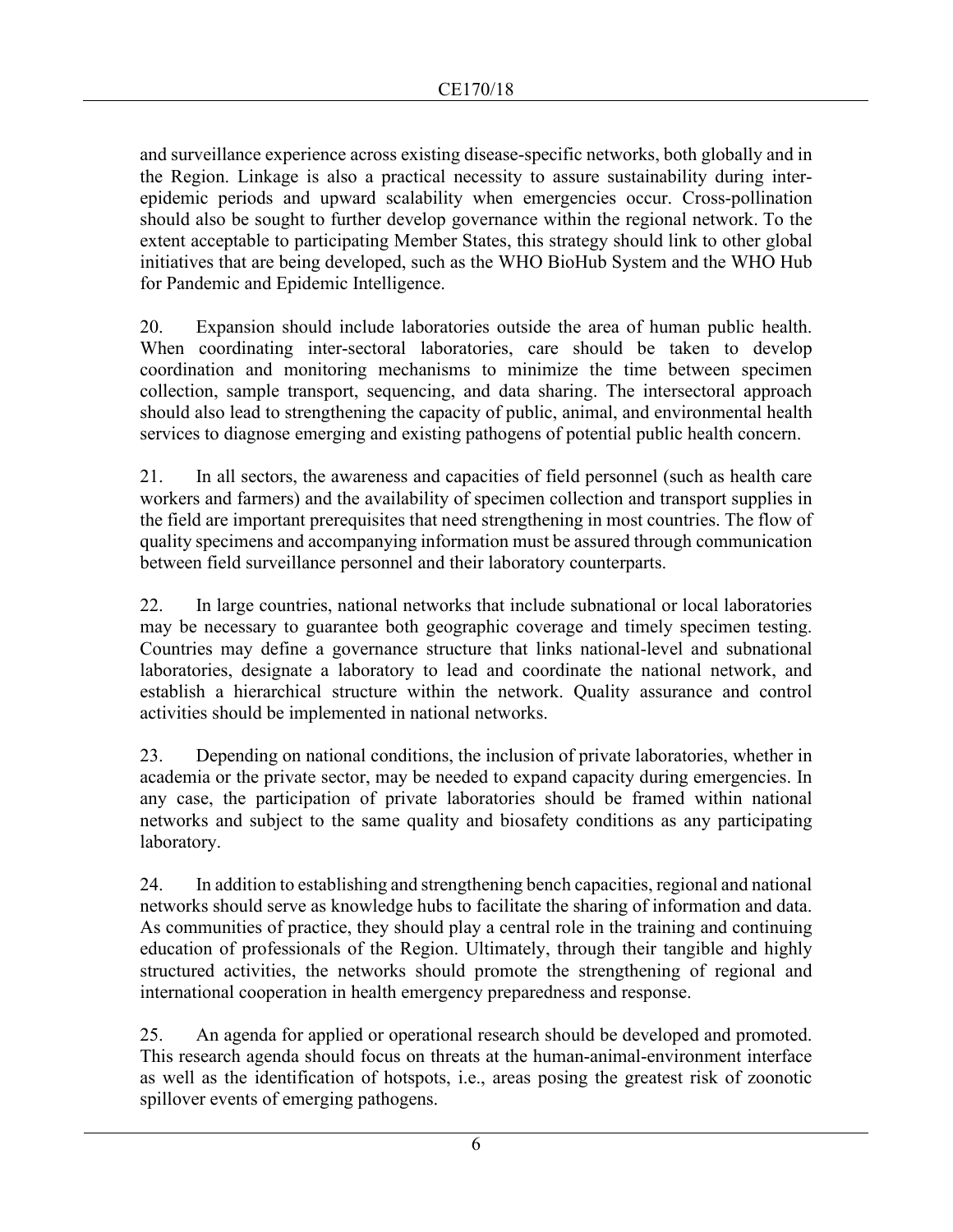and surveillance experience across existing disease-specific networks, both globally and in the Region. Linkage is also a practical necessity to assure sustainability during inter-epidemic periods and upward scalability when emergencies occur. Cross-pollination should also be sought to further develop governance within the regional network. To the extent acceptable to participating Member States, this strategy should link to other global initiatives that are being developed, such as the WHO BioHub System and the WHO Hub for Pandemic and Epidemic Intelligence.

20. Expansion should include laboratories outside the area of human public health. When coordinating inter-sectoral laboratories, care should be taken to develop coordination and monitoring mechanisms to minimize the time between specimen collection, sample transport, sequencing, and data sharing. The intersectoral approach should also lead to strengthening the capacity of public, animal, and environmental health services to diagnose emerging and existing pathogens of potential public health concern.

21. In all sectors, the awareness and capacities of field personnel (such as health care workers and farmers) and the availability of specimen collection and transport supplies in the field are important prerequisites that need strengthening in most countries. The flow of quality specimens and accompanying information must be assured through communication between field surveillance personnel and their laboratory counterparts.

22. In large countries, national networks that include subnational or local laboratories may be necessary to guarantee both geographic coverage and timely specimen testing. Countries may define a governance structure that links national-level and subnational laboratories, designate a laboratory to lead and coordinate the national network, and establish a hierarchical structure within the network. Quality assurance and control activities should be implemented in national networks.

23. Depending on national conditions, the inclusion of private laboratories, whether in academia or the private sector, may be needed to expand capacity during emergencies. In any case, the participation of private laboratories should be framed within national networks and subject to the same quality and biosafety conditions as any participating laboratory.

24. In addition to establishing and strengthening bench capacities, regional and national networks should serve as knowledge hubs to facilitate the sharing of information and data. As communities of practice, they should play a central role in the training and continuing education of professionals of the Region. Ultimately, through their tangible and highly structured activities, the networks should promote the strengthening of regional and international cooperation in health emergency preparedness and response.

25. An agenda for applied or operational research should be developed and promoted. This research agenda should focus on threats at the human-animal-environment interface as well as the identification of hotspots, i.e., areas posing the greatest risk of zoonotic spillover events of emerging pathogens.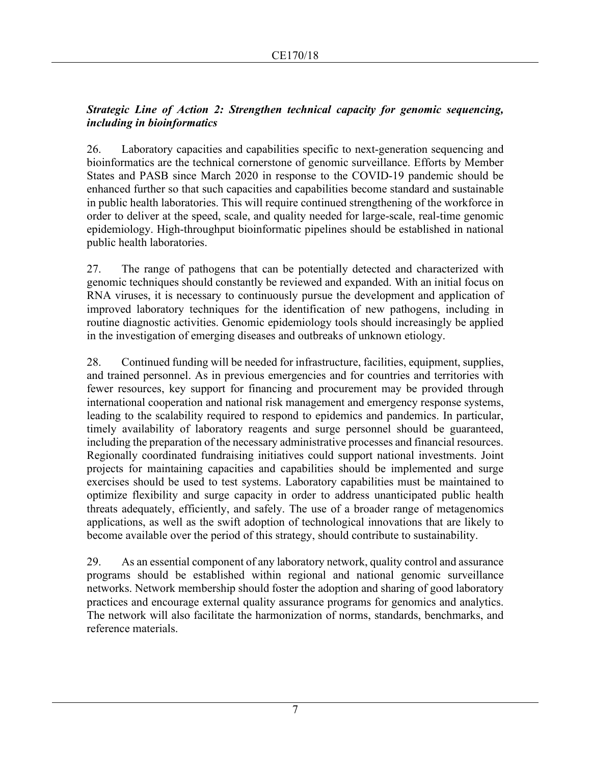***Strategic Line of Action 2: Strengthen technical capacity for genomic sequencing, including in bioinformatics***

26. Laboratory capacities and capabilities specific to next-generation sequencing and bioinformatics are the technical cornerstone of genomic surveillance. Efforts by Member States and PASB since March 2020 in response to the COVID-19 pandemic should be enhanced further so that such capacities and capabilities become standard and sustainable in public health laboratories. This will require continued strengthening of the workforce in order to deliver at the speed, scale, and quality needed for large-scale, real-time genomic epidemiology. High-throughput bioinformatic pipelines should be established in national public health laboratories.

27. The range of pathogens that can be potentially detected and characterized with genomic techniques should constantly be reviewed and expanded. With an initial focus on RNA viruses, it is necessary to continuously pursue the development and application of improved laboratory techniques for the identification of new pathogens, including in routine diagnostic activities. Genomic epidemiology tools should increasingly be applied in the investigation of emerging diseases and outbreaks of unknown etiology.

28. Continued funding will be needed for infrastructure, facilities, equipment, supplies, and trained personnel. As in previous emergencies and for countries and territories with fewer resources, key support for financing and procurement may be provided through international cooperation and national risk management and emergency response systems, leading to the scalability required to respond to epidemics and pandemics. In particular, timely availability of laboratory reagents and surge personnel should be guaranteed, including the preparation of the necessary administrative processes and financial resources. Regionally coordinated fundraising initiatives could support national investments. Joint projects for maintaining capacities and capabilities should be implemented and surge exercises should be used to test systems. Laboratory capabilities must be maintained to optimize flexibility and surge capacity in order to address unanticipated public health threats adequately, efficiently, and safely. The use of a broader range of metagenomics applications, as well as the swift adoption of technological innovations that are likely to become available over the period of this strategy, should contribute to sustainability.

29. As an essential component of any laboratory network, quality control and assurance programs should be established within regional and national genomic surveillance networks. Network membership should foster the adoption and sharing of good laboratory practices and encourage external quality assurance programs for genomics and analytics. The network will also facilitate the harmonization of norms, standards, benchmarks, and reference materials.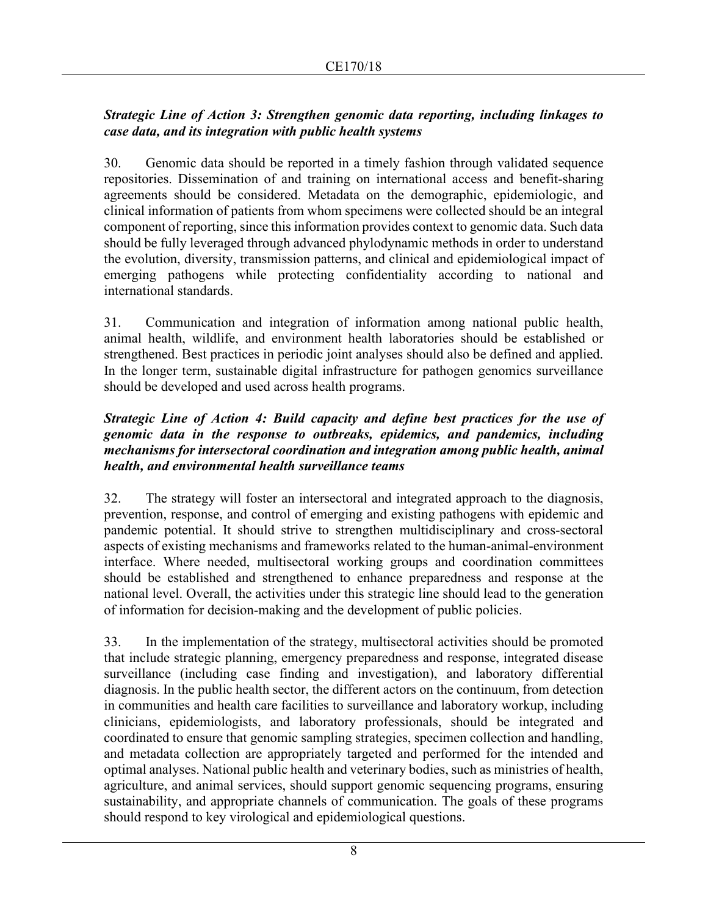***Strategic Line of Action 3: Strengthen genomic data reporting, including linkages to case data, and its integration with public health systems***

30. Genomic data should be reported in a timely fashion through validated sequence repositories. Dissemination of and training on international access and benefit-sharing agreements should be considered. Metadata on the demographic, epidemiologic, and clinical information of patients from whom specimens were collected should be an integral component of reporting, since this information provides context to genomic data. Such data should be fully leveraged through advanced phylodynamic methods in order to understand the evolution, diversity, transmission patterns, and clinical and epidemiological impact of emerging pathogens while protecting confidentiality according to national and international standards.

31. Communication and integration of information among national public health, animal health, wildlife, and environment health laboratories should be established or strengthened. Best practices in periodic joint analyses should also be defined and applied. In the longer term, sustainable digital infrastructure for pathogen genomics surveillance should be developed and used across health programs.

***Strategic Line of Action 4: Build capacity and define best practices for the use of genomic data in the response to outbreaks, epidemics, and pandemics, including mechanisms for intersectoral coordination and integration among public health, animal health, and environmental health surveillance teams***

32. The strategy will foster an intersectoral and integrated approach to the diagnosis, prevention, response, and control of emerging and existing pathogens with epidemic and pandemic potential. It should strive to strengthen multidisciplinary and cross-sectoral aspects of existing mechanisms and frameworks related to the human-animal-environment interface. Where needed, multisectoral working groups and coordination committees should be established and strengthened to enhance preparedness and response at the national level. Overall, the activities under this strategic line should lead to the generation of information for decision-making and the development of public policies.

33. In the implementation of the strategy, multisectoral activities should be promoted that include strategic planning, emergency preparedness and response, integrated disease surveillance (including case finding and investigation), and laboratory differential diagnosis. In the public health sector, the different actors on the continuum, from detection in communities and health care facilities to surveillance and laboratory workup, including clinicians, epidemiologists, and laboratory professionals, should be integrated and coordinated to ensure that genomic sampling strategies, specimen collection and handling, and metadata collection are appropriately targeted and performed for the intended and optimal analyses. National public health and veterinary bodies, such as ministries of health, agriculture, and animal services, should support genomic sequencing programs, ensuring sustainability, and appropriate channels of communication. The goals of these programs should respond to key virological and epidemiological questions.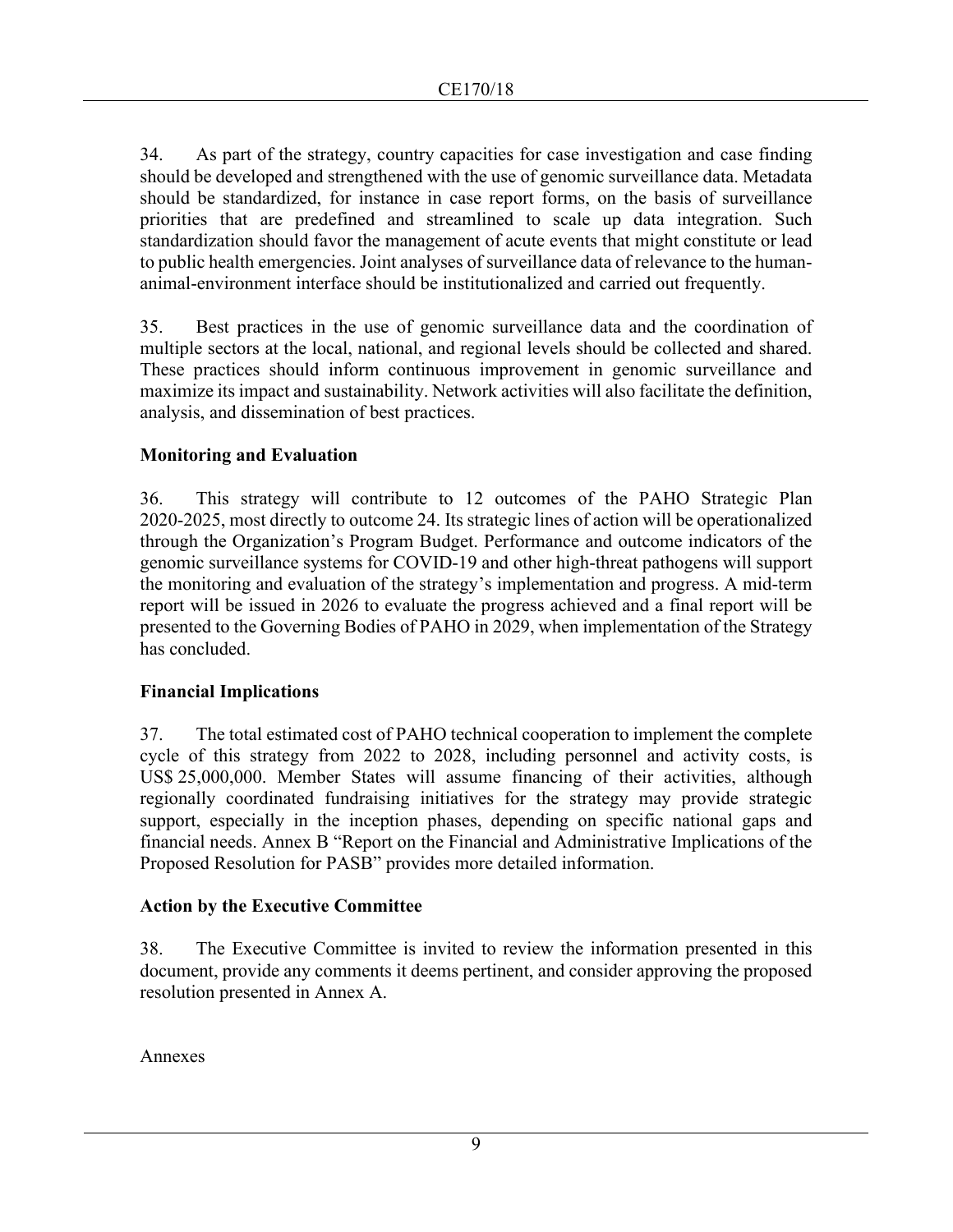34. As part of the strategy, country capacities for case investigation and case finding should be developed and strengthened with the use of genomic surveillance data. Metadata should be standardized, for instance in case report forms, on the basis of surveillance priorities that are predefined and streamlined to scale up data integration. Such standardization should favor the management of acute events that might constitute or lead to public health emergencies. Joint analyses of surveillance data of relevance to the human-animal-environment interface should be institutionalized and carried out frequently.

35. Best practices in the use of genomic surveillance data and the coordination of multiple sectors at the local, national, and regional levels should be collected and shared. These practices should inform continuous improvement in genomic surveillance and maximize its impact and sustainability. Network activities will also facilitate the definition, analysis, and dissemination of best practices.

## Monitoring and Evaluation

36. This strategy will contribute to 12 outcomes of the PAHO Strategic Plan 2020-2025, most directly to outcome 24. Its strategic lines of action will be operationalized through the Organization's Program Budget. Performance and outcome indicators of the genomic surveillance systems for COVID-19 and other high-threat pathogens will support the monitoring and evaluation of the strategy's implementation and progress. A mid-term report will be issued in 2026 to evaluate the progress achieved and a final report will be presented to the Governing Bodies of PAHO in 2029, when implementation of the Strategy has concluded.

## Financial Implications

37. The total estimated cost of PAHO technical cooperation to implement the complete cycle of this strategy from 2022 to 2028, including personnel and activity costs, is US$ 25,000,000. Member States will assume financing of their activities, although regionally coordinated fundraising initiatives for the strategy may provide strategic support, especially in the inception phases, depending on specific national gaps and financial needs. Annex B "Report on the Financial and Administrative Implications of the Proposed Resolution for PASB" provides more detailed information.

## Action by the Executive Committee

38. The Executive Committee is invited to review the information presented in this document, provide any comments it deems pertinent, and consider approving the proposed resolution presented in Annex A.

Annexes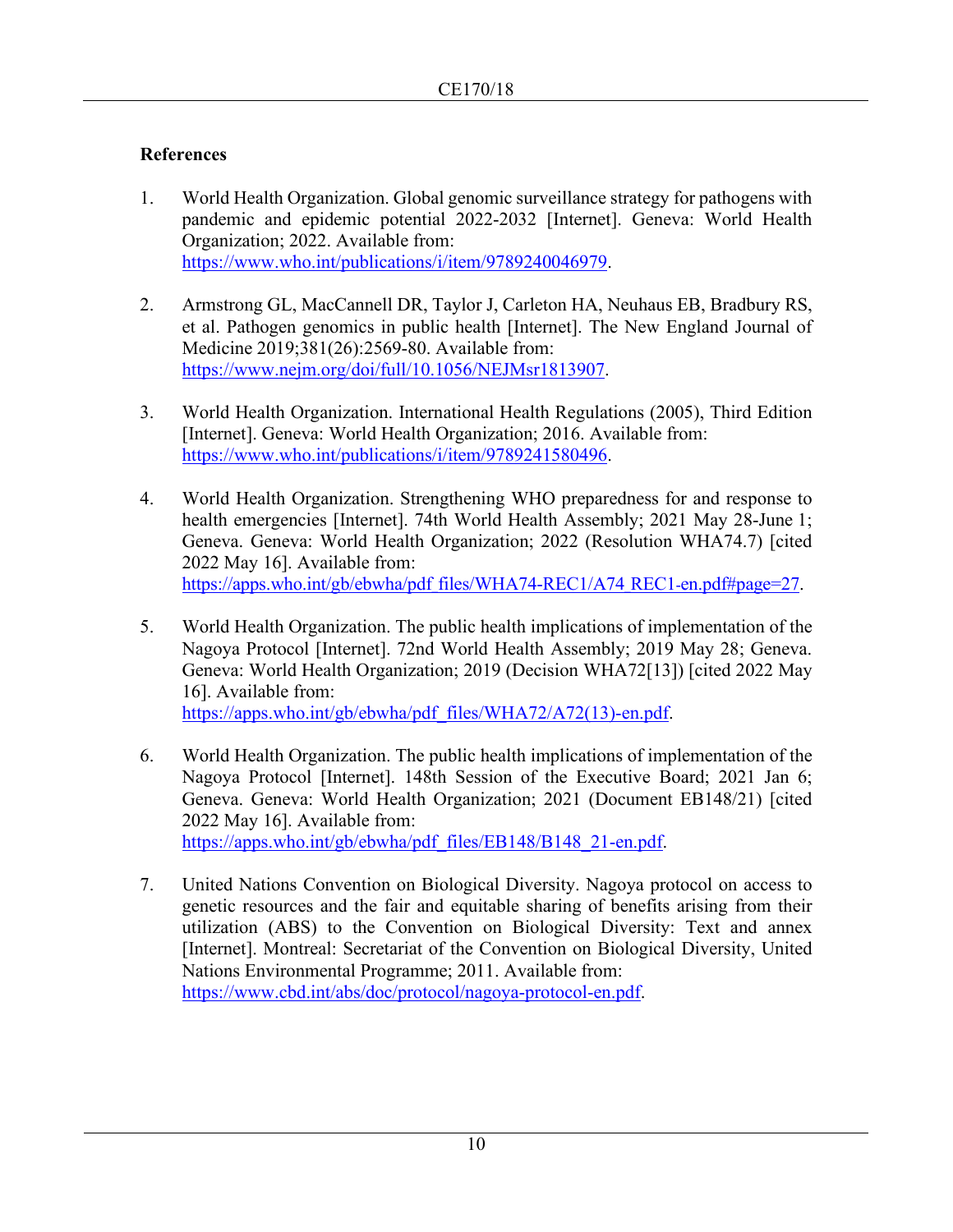### References

1. World Health Organization. Global genomic surveillance strategy for pathogens with pandemic and epidemic potential 2022-2032 [Internet]. Geneva: World Health Organization; 2022. Available from: https://www.who.int/publications/i/item/9789240046979.

2. Armstrong GL, MacCannell DR, Taylor J, Carleton HA, Neuhaus EB, Bradbury RS, et al. Pathogen genomics in public health [Internet]. The New England Journal of Medicine 2019;381(26):2569-80. Available from: https://www.nejm.org/doi/full/10.1056/NEJMsr1813907.

3. World Health Organization. International Health Regulations (2005), Third Edition [Internet]. Geneva: World Health Organization; 2016. Available from: https://www.who.int/publications/i/item/9789241580496.

4. World Health Organization. Strengthening WHO preparedness for and response to health emergencies [Internet]. 74th World Health Assembly; 2021 May 28-June 1; Geneva. Geneva: World Health Organization; 2022 (Resolution WHA74.7) [cited 2022 May 16]. Available from: https://apps.who.int/gb/ebwha/pdf_files/WHA74-REC1/A74_REC1-en.pdf#page=27.

5. World Health Organization. The public health implications of implementation of the Nagoya Protocol [Internet]. 72nd World Health Assembly; 2019 May 28; Geneva. Geneva: World Health Organization; 2019 (Decision WHA72[13]) [cited 2022 May 16]. Available from: https://apps.who.int/gb/ebwha/pdf_files/WHA72/A72(13)-en.pdf.

6. World Health Organization. The public health implications of implementation of the Nagoya Protocol [Internet]. 148th Session of the Executive Board; 2021 Jan 6; Geneva. Geneva: World Health Organization; 2021 (Document EB148/21) [cited 2022 May 16]. Available from: https://apps.who.int/gb/ebwha/pdf_files/EB148/B148_21-en.pdf.

7. United Nations Convention on Biological Diversity. Nagoya protocol on access to genetic resources and the fair and equitable sharing of benefits arising from their utilization (ABS) to the Convention on Biological Diversity: Text and annex [Internet]. Montreal: Secretariat of the Convention on Biological Diversity, United Nations Environmental Programme; 2011. Available from: https://www.cbd.int/abs/doc/protocol/nagoya-protocol-en.pdf.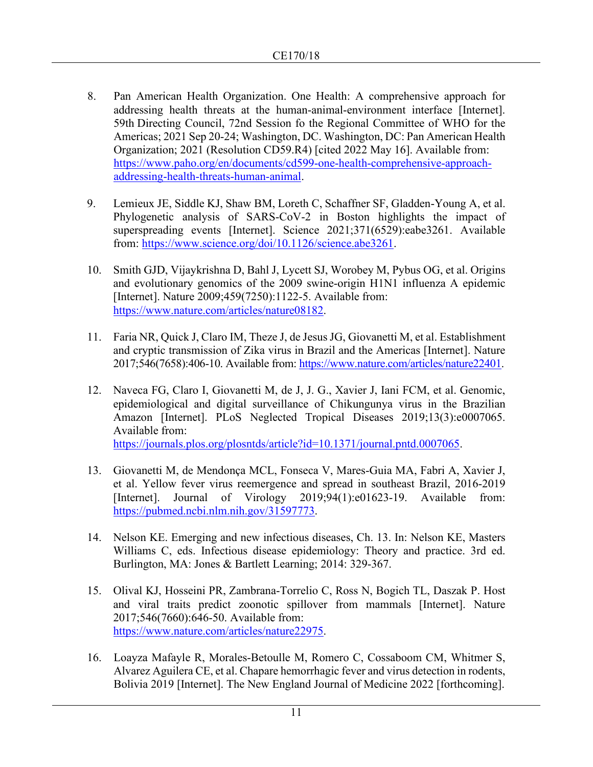8. Pan American Health Organization. One Health: A comprehensive approach for addressing health threats at the human-animal-environment interface [Internet]. 59th Directing Council, 72nd Session fo the Regional Committee of WHO for the Americas; 2021 Sep 20-24; Washington, DC. Washington, DC: Pan American Health Organization; 2021 (Resolution CD59.R4) [cited 2022 May 16]. Available from: https://www.paho.org/en/documents/cd599-one-health-comprehensive-approach-addressing-health-threats-human-animal.

9. Lemieux JE, Siddle KJ, Shaw BM, Loreth C, Schaffner SF, Gladden-Young A, et al. Phylogenetic analysis of SARS-CoV-2 in Boston highlights the impact of superspreading events [Internet]. Science 2021;371(6529):eabe3261. Available from: https://www.science.org/doi/10.1126/science.abe3261.

10. Smith GJD, Vijaykrishna D, Bahl J, Lycett SJ, Worobey M, Pybus OG, et al. Origins and evolutionary genomics of the 2009 swine-origin H1N1 influenza A epidemic [Internet]. Nature 2009;459(7250):1122-5. Available from: https://www.nature.com/articles/nature08182.

11. Faria NR, Quick J, Claro IM, Theze J, de Jesus JG, Giovanetti M, et al. Establishment and cryptic transmission of Zika virus in Brazil and the Americas [Internet]. Nature 2017;546(7658):406-10. Available from: https://www.nature.com/articles/nature22401.

12. Naveca FG, Claro I, Giovanetti M, de J, J. G., Xavier J, Iani FCM, et al. Genomic, epidemiological and digital surveillance of Chikungunya virus in the Brazilian Amazon [Internet]. PLoS Neglected Tropical Diseases 2019;13(3):e0007065. Available from: https://journals.plos.org/plosntds/article?id=10.1371/journal.pntd.0007065.

13. Giovanetti M, de Mendonça MCL, Fonseca V, Mares-Guia MA, Fabri A, Xavier J, et al. Yellow fever virus reemergence and spread in southeast Brazil, 2016-2019 [Internet]. Journal of Virology 2019;94(1):e01623-19. Available from: https://pubmed.ncbi.nlm.nih.gov/31597773.

14. Nelson KE. Emerging and new infectious diseases, Ch. 13. In: Nelson KE, Masters Williams C, eds. Infectious disease epidemiology: Theory and practice. 3rd ed. Burlington, MA: Jones & Bartlett Learning; 2014: 329-367.

15. Olival KJ, Hosseini PR, Zambrana-Torrelio C, Ross N, Bogich TL, Daszak P. Host and viral traits predict zoonotic spillover from mammals [Internet]. Nature 2017;546(7660):646-50. Available from: https://www.nature.com/articles/nature22975.

16. Loayza Mafayle R, Morales-Betoulle M, Romero C, Cossaboom CM, Whitmer S, Alvarez Aguilera CE, et al. Chapare hemorrhagic fever and virus detection in rodents, Bolivia 2019 [Internet]. The New England Journal of Medicine 2022 [forthcoming].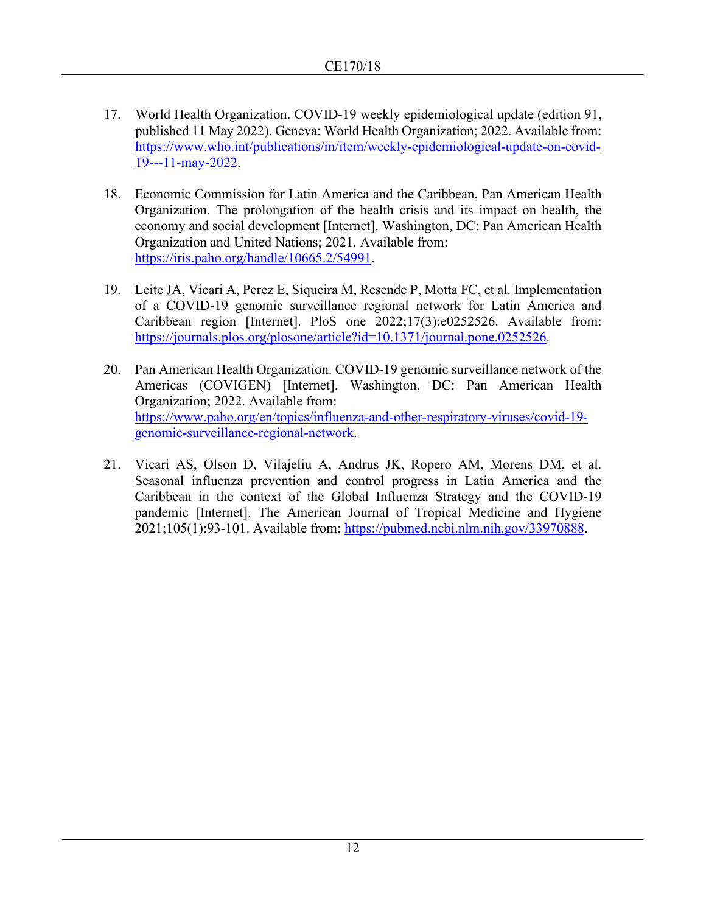17. World Health Organization. COVID-19 weekly epidemiological update (edition 91, published 11 May 2022). Geneva: World Health Organization; 2022. Available from: https://www.who.int/publications/m/item/weekly-epidemiological-update-on-covid-19---11-may-2022.

18. Economic Commission for Latin America and the Caribbean, Pan American Health Organization. The prolongation of the health crisis and its impact on health, the economy and social development [Internet]. Washington, DC: Pan American Health Organization and United Nations; 2021. Available from: https://iris.paho.org/handle/10665.2/54991.

19. Leite JA, Vicari A, Perez E, Siqueira M, Resende P, Motta FC, et al. Implementation of a COVID-19 genomic surveillance regional network for Latin America and Caribbean region [Internet]. PloS one 2022;17(3):e0252526. Available from: https://journals.plos.org/plosone/article?id=10.1371/journal.pone.0252526.

20. Pan American Health Organization. COVID-19 genomic surveillance network of the Americas (COVIGEN) [Internet]. Washington, DC: Pan American Health Organization; 2022. Available from: https://www.paho.org/en/topics/influenza-and-other-respiratory-viruses/covid-19-genomic-surveillance-regional-network.

21. Vicari AS, Olson D, Vilajeliu A, Andrus JK, Ropero AM, Morens DM, et al. Seasonal influenza prevention and control progress in Latin America and the Caribbean in the context of the Global Influenza Strategy and the COVID-19 pandemic [Internet]. The American Journal of Tropical Medicine and Hygiene 2021;105(1):93-101. Available from: https://pubmed.ncbi.nlm.nih.gov/33970888.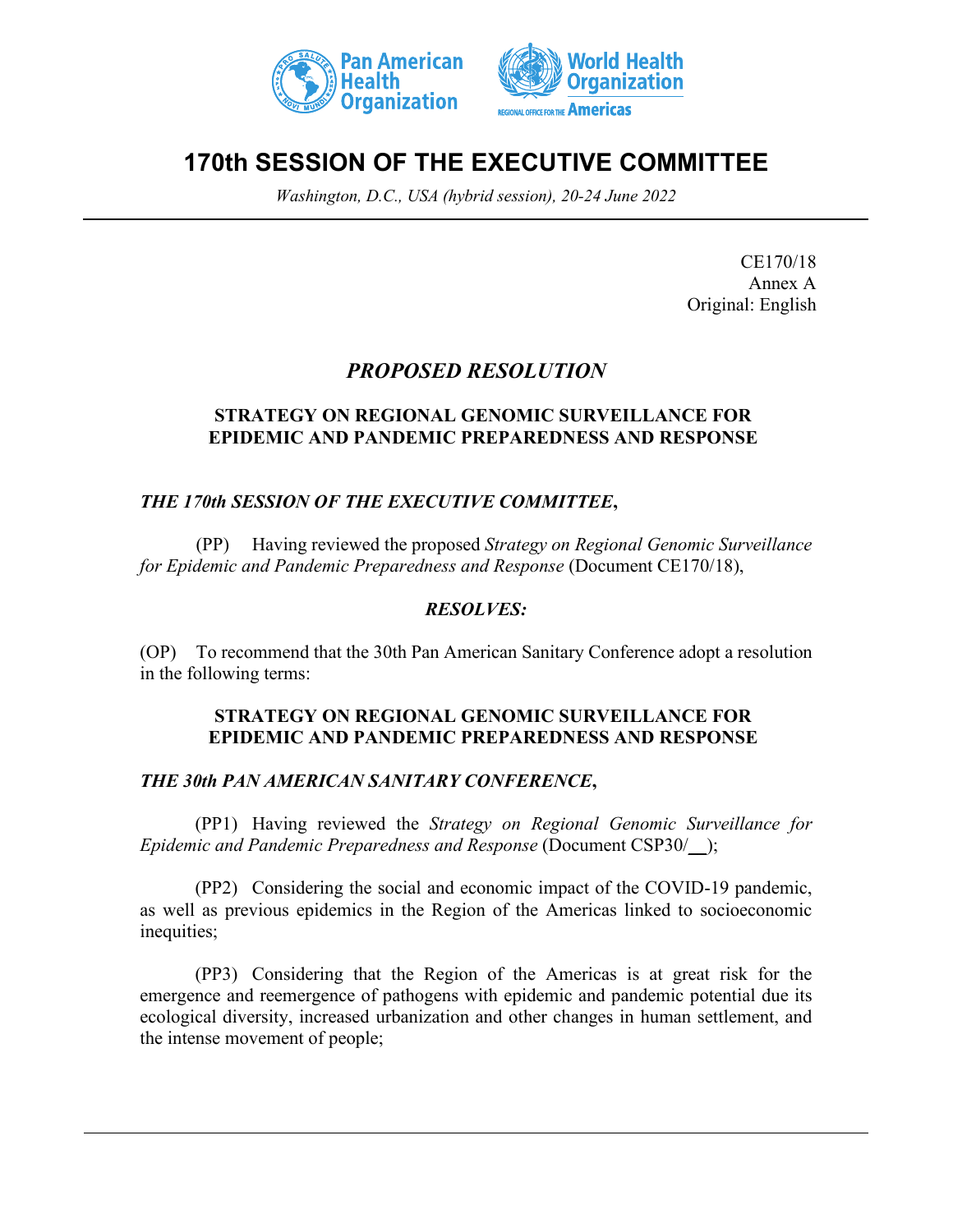# 170th SESSION OF THE EXECUTIVE COMMITTEE

*Washington, D.C., USA (hybrid session), 20-24 June 2022*

CE170/18
Annex A
Original: English

## *PROPOSED RESOLUTION*

### STRATEGY ON REGIONAL GENOMIC SURVEILLANCE FOR EPIDEMIC AND PANDEMIC PREPAREDNESS AND RESPONSE

***THE 170th SESSION OF THE EXECUTIVE COMMITTEE*,**

(PP) Having reviewed the proposed *Strategy on Regional Genomic Surveillance for Epidemic and Pandemic Preparedness and Response* (Document CE170/18),

***RESOLVES:***

(OP) To recommend that the 30th Pan American Sanitary Conference adopt a resolution in the following terms:

### STRATEGY ON REGIONAL GENOMIC SURVEILLANCE FOR EPIDEMIC AND PANDEMIC PREPAREDNESS AND RESPONSE

***THE 30th PAN AMERICAN SANITARY CONFERENCE*,**

(PP1) Having reviewed the *Strategy on Regional Genomic Surveillance for Epidemic and Pandemic Preparedness and Response* (Document CSP30/__);

(PP2) Considering the social and economic impact of the COVID-19 pandemic, as well as previous epidemics in the Region of the Americas linked to socioeconomic inequities;

(PP3) Considering that the Region of the Americas is at great risk for the emergence and reemergence of pathogens with epidemic and pandemic potential due its ecological diversity, increased urbanization and other changes in human settlement, and the intense movement of people;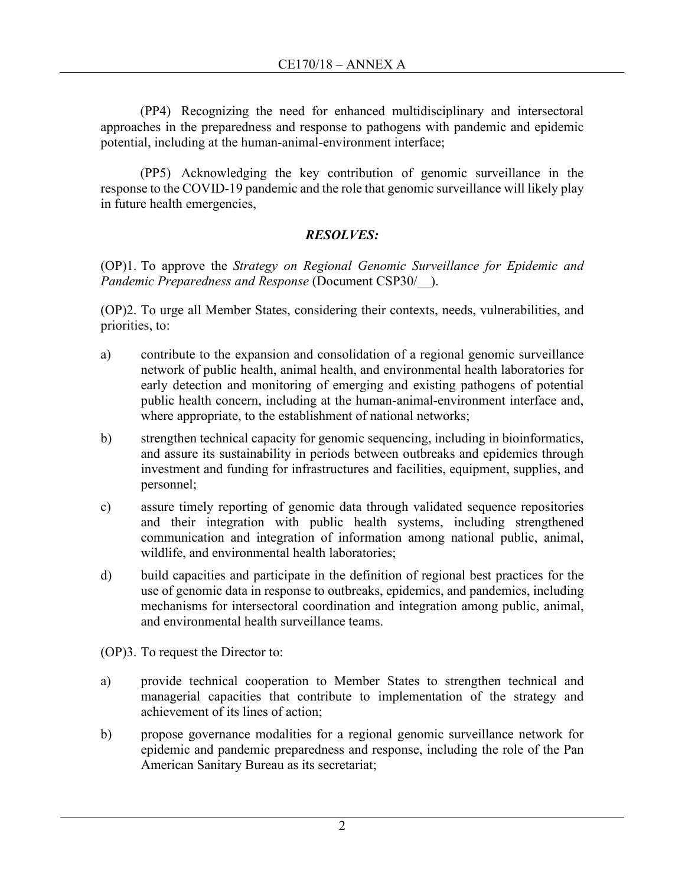(PP4) Recognizing the need for enhanced multidisciplinary and intersectoral approaches in the preparedness and response to pathogens with pandemic and epidemic potential, including at the human-animal-environment interface;

(PP5) Acknowledging the key contribution of genomic surveillance in the response to the COVID-19 pandemic and the role that genomic surveillance will likely play in future health emergencies,

***RESOLVES:***

(OP)1. To approve the *Strategy on Regional Genomic Surveillance for Epidemic and Pandemic Preparedness and Response* (Document CSP30/__).

(OP)2. To urge all Member States, considering their contexts, needs, vulnerabilities, and priorities, to:

a) contribute to the expansion and consolidation of a regional genomic surveillance network of public health, animal health, and environmental health laboratories for early detection and monitoring of emerging and existing pathogens of potential public health concern, including at the human-animal-environment interface and, where appropriate, to the establishment of national networks;

b) strengthen technical capacity for genomic sequencing, including in bioinformatics, and assure its sustainability in periods between outbreaks and epidemics through investment and funding for infrastructures and facilities, equipment, supplies, and personnel;

c) assure timely reporting of genomic data through validated sequence repositories and their integration with public health systems, including strengthened communication and integration of information among national public, animal, wildlife, and environmental health laboratories;

d) build capacities and participate in the definition of regional best practices for the use of genomic data in response to outbreaks, epidemics, and pandemics, including mechanisms for intersectoral coordination and integration among public, animal, and environmental health surveillance teams.

(OP)3. To request the Director to:

a) provide technical cooperation to Member States to strengthen technical and managerial capacities that contribute to implementation of the strategy and achievement of its lines of action;

b) propose governance modalities for a regional genomic surveillance network for epidemic and pandemic preparedness and response, including the role of the Pan American Sanitary Bureau as its secretariat;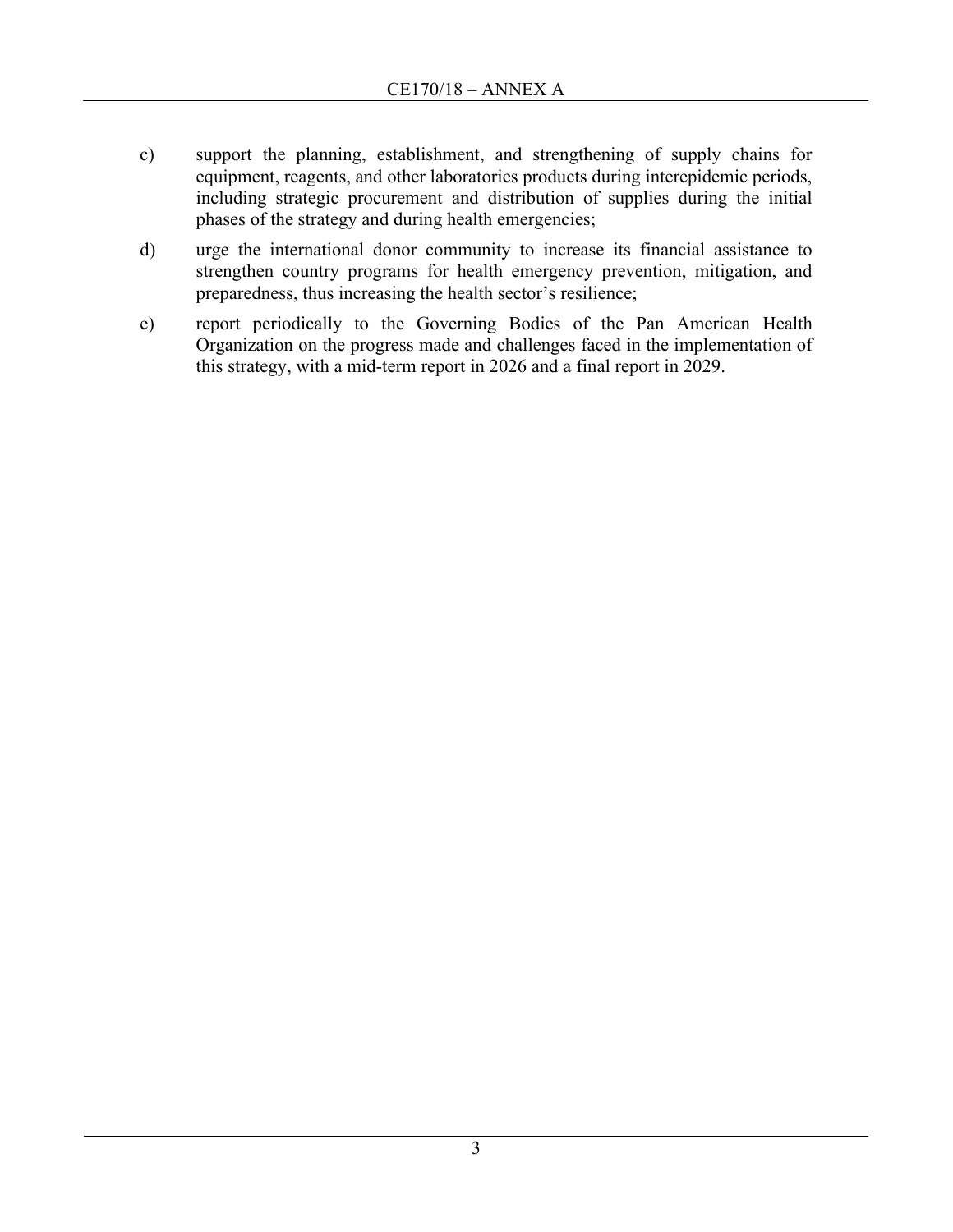c) support the planning, establishment, and strengthening of supply chains for equipment, reagents, and other laboratories products during interepidemic periods, including strategic procurement and distribution of supplies during the initial phases of the strategy and during health emergencies;

d) urge the international donor community to increase its financial assistance to strengthen country programs for health emergency prevention, mitigation, and preparedness, thus increasing the health sector's resilience;

e) report periodically to the Governing Bodies of the Pan American Health Organization on the progress made and challenges faced in the implementation of this strategy, with a mid-term report in 2026 and a final report in 2029.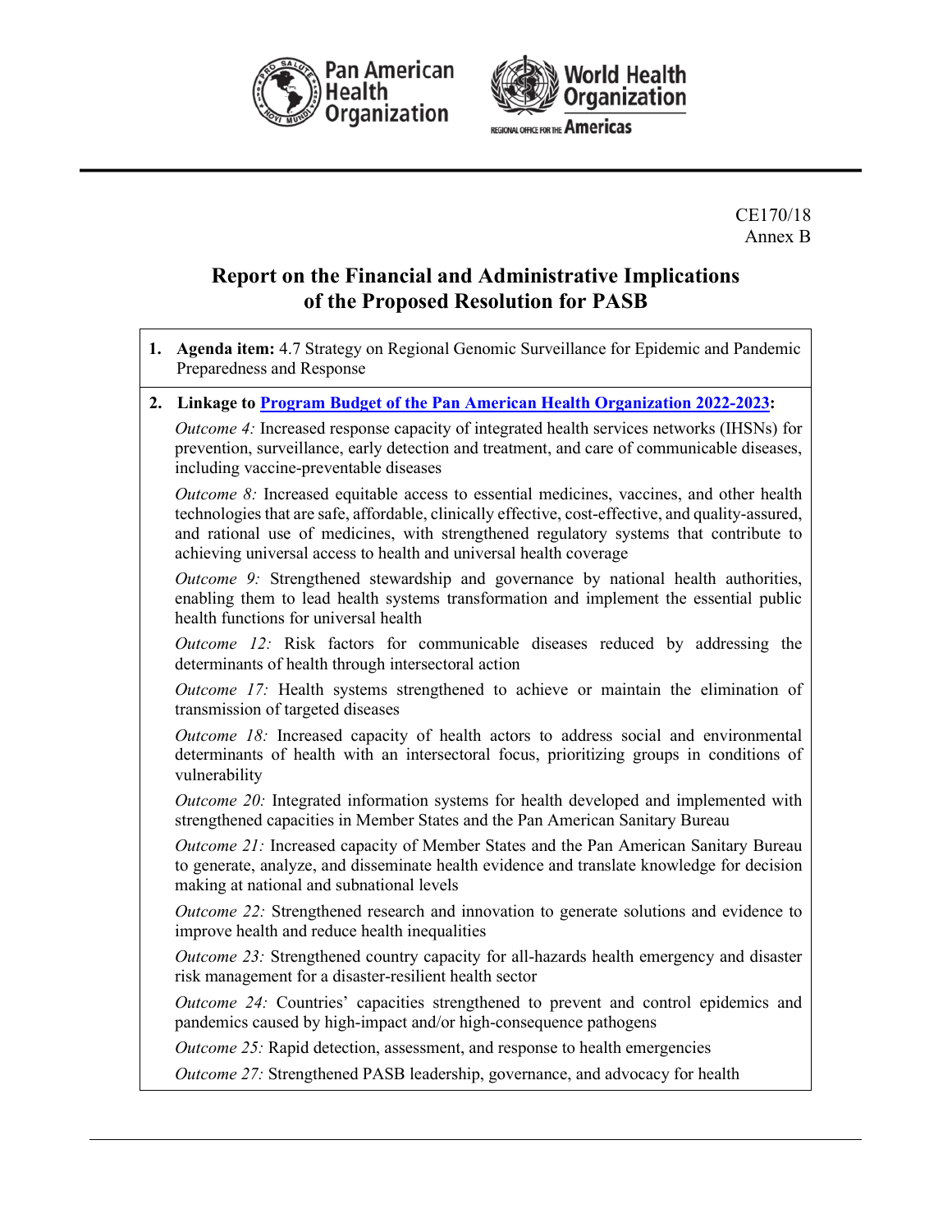CE170/18
Annex B

# Report on the Financial and Administrative Implications of the Proposed Resolution for PASB

1. **Agenda item:** 4.7 Strategy on Regional Genomic Surveillance for Epidemic and Pandemic Preparedness and Response

2. **Linkage to Program Budget of the Pan American Health Organization 2022-2023:**

   *Outcome 4:* Increased response capacity of integrated health services networks (IHSNs) for prevention, surveillance, early detection and treatment, and care of communicable diseases, including vaccine-preventable diseases

   *Outcome 8:* Increased equitable access to essential medicines, vaccines, and other health technologies that are safe, affordable, clinically effective, cost-effective, and quality-assured, and rational use of medicines, with strengthened regulatory systems that contribute to achieving universal access to health and universal health coverage

   *Outcome 9:* Strengthened stewardship and governance by national health authorities, enabling them to lead health systems transformation and implement the essential public health functions for universal health

   *Outcome 12:* Risk factors for communicable diseases reduced by addressing the determinants of health through intersectoral action

   *Outcome 17:* Health systems strengthened to achieve or maintain the elimination of transmission of targeted diseases

   *Outcome 18:* Increased capacity of health actors to address social and environmental determinants of health with an intersectoral focus, prioritizing groups in conditions of vulnerability

   *Outcome 20:* Integrated information systems for health developed and implemented with strengthened capacities in Member States and the Pan American Sanitary Bureau

   *Outcome 21:* Increased capacity of Member States and the Pan American Sanitary Bureau to generate, analyze, and disseminate health evidence and translate knowledge for decision making at national and subnational levels

   *Outcome 22:* Strengthened research and innovation to generate solutions and evidence to improve health and reduce health inequalities

   *Outcome 23:* Strengthened country capacity for all-hazards health emergency and disaster risk management for a disaster-resilient health sector

   *Outcome 24:* Countries' capacities strengthened to prevent and control epidemics and pandemics caused by high-impact and/or high-consequence pathogens

   *Outcome 25:* Rapid detection, assessment, and response to health emergencies

   *Outcome 27:* Strengthened PASB leadership, governance, and advocacy for health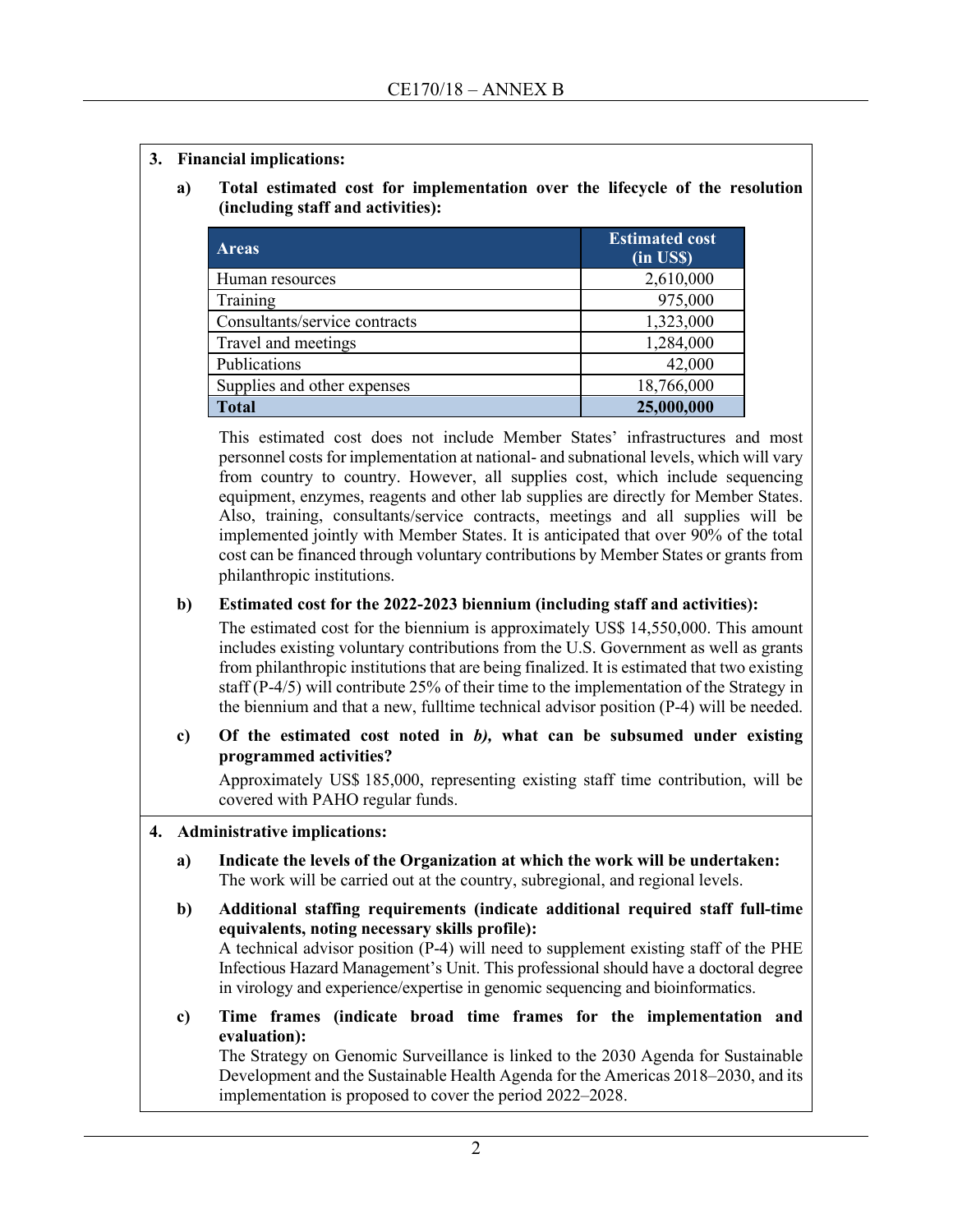**3. Financial implications:**

**a) Total estimated cost for implementation over the lifecycle of the resolution (including staff and activities):**

| Areas | Estimated cost (in US$) |
|---|---|
| Human resources | 2,610,000 |
| Training | 975,000 |
| Consultants/service contracts | 1,323,000 |
| Travel and meetings | 1,284,000 |
| Publications | 42,000 |
| Supplies and other expenses | 18,766,000 |
| **Total** | **25,000,000** |

This estimated cost does not include Member States' infrastructures and most personnel costs for implementation at national- and subnational levels, which will vary from country to country. However, all supplies cost, which include sequencing equipment, enzymes, reagents and other lab supplies are directly for Member States. Also, training, consultants/service contracts, meetings and all supplies will be implemented jointly with Member States. It is anticipated that over 90% of the total cost can be financed through voluntary contributions by Member States or grants from philanthropic institutions.

**b) Estimated cost for the 2022-2023 biennium (including staff and activities):**

The estimated cost for the biennium is approximately US$ 14,550,000. This amount includes existing voluntary contributions from the U.S. Government as well as grants from philanthropic institutions that are being finalized. It is estimated that two existing staff (P-4/5) will contribute 25% of their time to the implementation of the Strategy in the biennium and that a new, fulltime technical advisor position (P-4) will be needed.

**c) Of the estimated cost noted in *b)*, what can be subsumed under existing programmed activities?**

Approximately US$ 185,000, representing existing staff time contribution, will be covered with PAHO regular funds.

**4. Administrative implications:**

**a) Indicate the levels of the Organization at which the work will be undertaken:**
The work will be carried out at the country, subregional, and regional levels.

**b) Additional staffing requirements (indicate additional required staff full-time equivalents, noting necessary skills profile):**
A technical advisor position (P-4) will need to supplement existing staff of the PHE Infectious Hazard Management's Unit. This professional should have a doctoral degree in virology and experience/expertise in genomic sequencing and bioinformatics.

**c) Time frames (indicate broad time frames for the implementation and evaluation):**
The Strategy on Genomic Surveillance is linked to the 2030 Agenda for Sustainable Development and the Sustainable Health Agenda for the Americas 2018–2030, and its implementation is proposed to cover the period 2022–2028.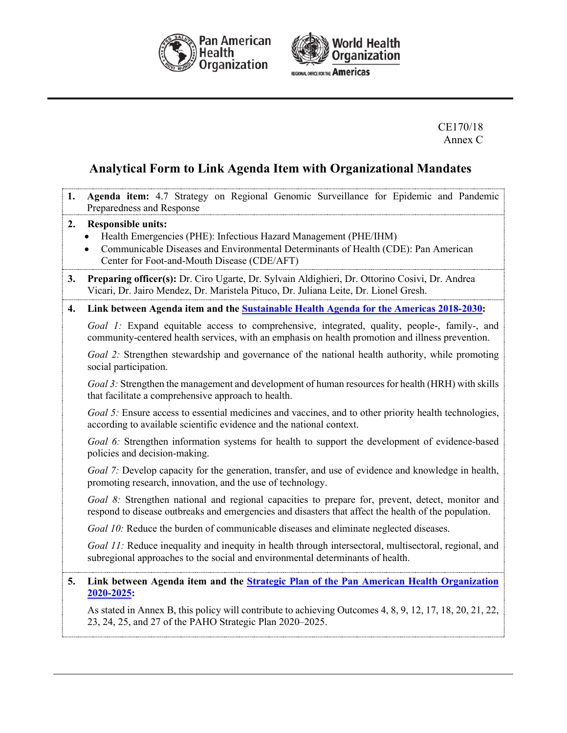CE170/18
Annex C

# Analytical Form to Link Agenda Item with Organizational Mandates

**1. Agenda item:** 4.7 Strategy on Regional Genomic Surveillance for Epidemic and Pandemic Preparedness and Response

**2. Responsible units:**
- Health Emergencies (PHE): Infectious Hazard Management (PHE/IHM)
- Communicable Diseases and Environmental Determinants of Health (CDE): Pan American Center for Foot-and-Mouth Disease (CDE/AFT)

**3. Preparing officer(s):** Dr. Ciro Ugarte, Dr. Sylvain Aldighieri, Dr. Ottorino Cosivi, Dr. Andrea Vicari, Dr. Jairo Mendez, Dr. Maristela Pituco, Dr. Juliana Leite, Dr. Lionel Gresh.

**4. Link between Agenda item and the Sustainable Health Agenda for the Americas 2018-2030:**

*Goal 1:* Expand equitable access to comprehensive, integrated, quality, people-, family-, and community-centered health services, with an emphasis on health promotion and illness prevention.

*Goal 2:* Strengthen stewardship and governance of the national health authority, while promoting social participation.

*Goal 3:* Strengthen the management and development of human resources for health (HRH) with skills that facilitate a comprehensive approach to health.

*Goal 5:* Ensure access to essential medicines and vaccines, and to other priority health technologies, according to available scientific evidence and the national context.

*Goal 6:* Strengthen information systems for health to support the development of evidence-based policies and decision-making.

*Goal 7:* Develop capacity for the generation, transfer, and use of evidence and knowledge in health, promoting research, innovation, and the use of technology.

*Goal 8:* Strengthen national and regional capacities to prepare for, prevent, detect, monitor and respond to disease outbreaks and emergencies and disasters that affect the health of the population.

*Goal 10:* Reduce the burden of communicable diseases and eliminate neglected diseases.

*Goal 11:* Reduce inequality and inequity in health through intersectoral, multisectoral, regional, and subregional approaches to the social and environmental determinants of health.

**5. Link between Agenda item and the Strategic Plan of the Pan American Health Organization 2020-2025:**

As stated in Annex B, this policy will contribute to achieving Outcomes 4, 8, 9, 12, 17, 18, 20, 21, 22, 23, 24, 25, and 27 of the PAHO Strategic Plan 2020–2025.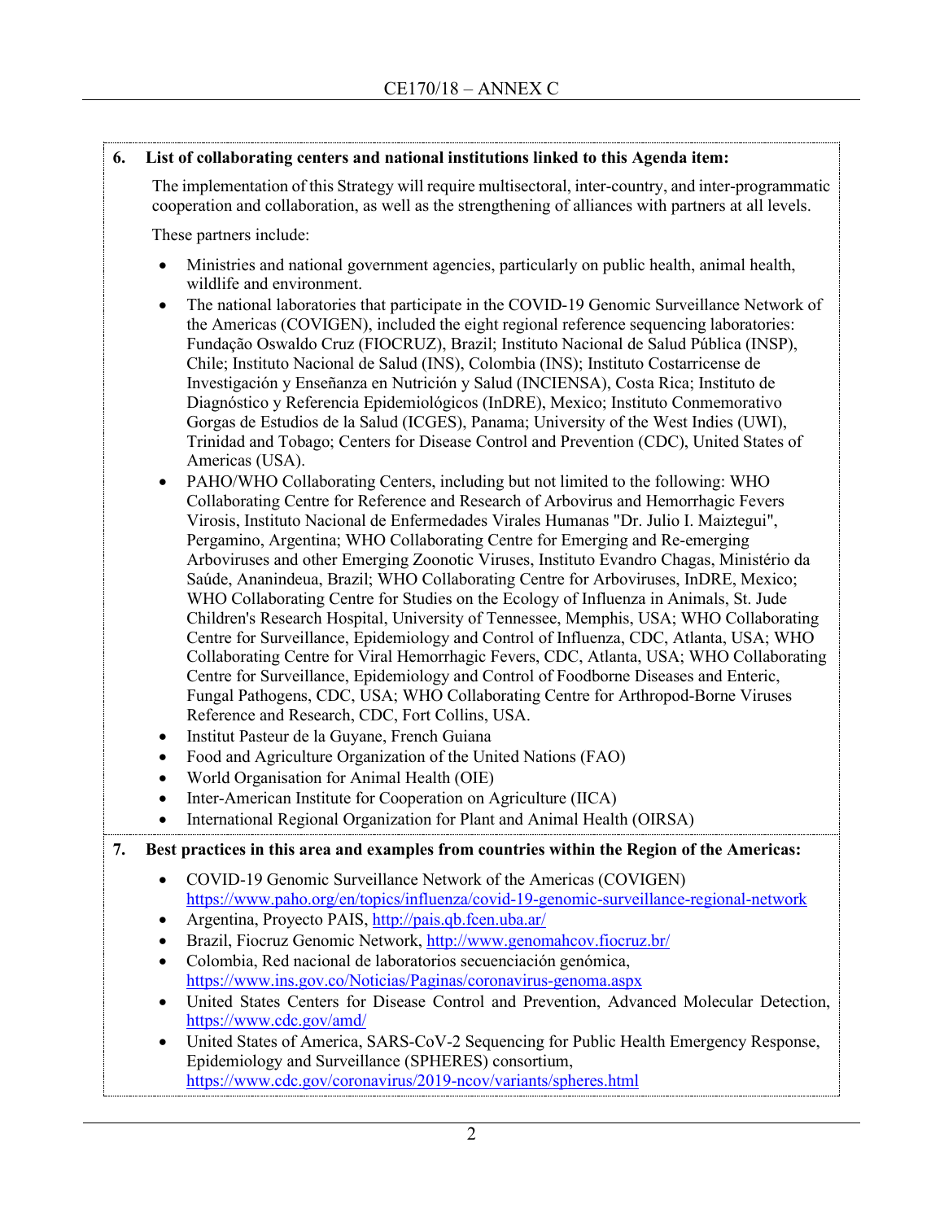**6. List of collaborating centers and national institutions linked to this Agenda item:**

The implementation of this Strategy will require multisectoral, inter-country, and inter-programmatic cooperation and collaboration, as well as the strengthening of alliances with partners at all levels.

These partners include:

- Ministries and national government agencies, particularly on public health, animal health, wildlife and environment.
- The national laboratories that participate in the COVID-19 Genomic Surveillance Network of the Americas (COVIGEN), included the eight regional reference sequencing laboratories: Fundação Oswaldo Cruz (FIOCRUZ), Brazil; Instituto Nacional de Salud Pública (INSP), Chile; Instituto Nacional de Salud (INS), Colombia (INS); Instituto Costarricense de Investigación y Enseñanza en Nutrición y Salud (INCIENSA), Costa Rica; Instituto de Diagnóstico y Referencia Epidemiológicos (InDRE), Mexico; Instituto Conmemorativo Gorgas de Estudios de la Salud (ICGES), Panama; University of the West Indies (UWI), Trinidad and Tobago; Centers for Disease Control and Prevention (CDC), United States of Americas (USA).
- PAHO/WHO Collaborating Centers, including but not limited to the following: WHO Collaborating Centre for Reference and Research of Arbovirus and Hemorrhagic Fevers Virosis, Instituto Nacional de Enfermedades Virales Humanas "Dr. Julio I. Maiztegui", Pergamino, Argentina; WHO Collaborating Centre for Emerging and Re-emerging Arboviruses and other Emerging Zoonotic Viruses, Instituto Evandro Chagas, Ministério da Saúde, Ananindeua, Brazil; WHO Collaborating Centre for Arboviruses, InDRE, Mexico; WHO Collaborating Centre for Studies on the Ecology of Influenza in Animals, St. Jude Children's Research Hospital, University of Tennessee, Memphis, USA; WHO Collaborating Centre for Surveillance, Epidemiology and Control of Influenza, CDC, Atlanta, USA; WHO Collaborating Centre for Viral Hemorrhagic Fevers, CDC, Atlanta, USA; WHO Collaborating Centre for Surveillance, Epidemiology and Control of Foodborne Diseases and Enteric, Fungal Pathogens, CDC, USA; WHO Collaborating Centre for Arthropod-Borne Viruses Reference and Research, CDC, Fort Collins, USA.
- Institut Pasteur de la Guyane, French Guiana
- Food and Agriculture Organization of the United Nations (FAO)
- World Organisation for Animal Health (OIE)
- Inter-American Institute for Cooperation on Agriculture (IICA)
- International Regional Organization for Plant and Animal Health (OIRSA)

**7. Best practices in this area and examples from countries within the Region of the Americas:**

- COVID-19 Genomic Surveillance Network of the Americas (COVIGEN) https://www.paho.org/en/topics/influenza/covid-19-genomic-surveillance-regional-network
- Argentina, Proyecto PAIS, http://pais.qb.fcen.uba.ar/
- Brazil, Fiocruz Genomic Network, http://www.genomahcov.fiocruz.br/
- Colombia, Red nacional de laboratorios secuenciación genómica, https://www.ins.gov.co/Noticias/Paginas/coronavirus-genoma.aspx
- United States Centers for Disease Control and Prevention, Advanced Molecular Detection, https://www.cdc.gov/amd/
- United States of America, SARS-CoV-2 Sequencing for Public Health Emergency Response, Epidemiology and Surveillance (SPHERES) consortium, https://www.cdc.gov/coronavirus/2019-ncov/variants/spheres.html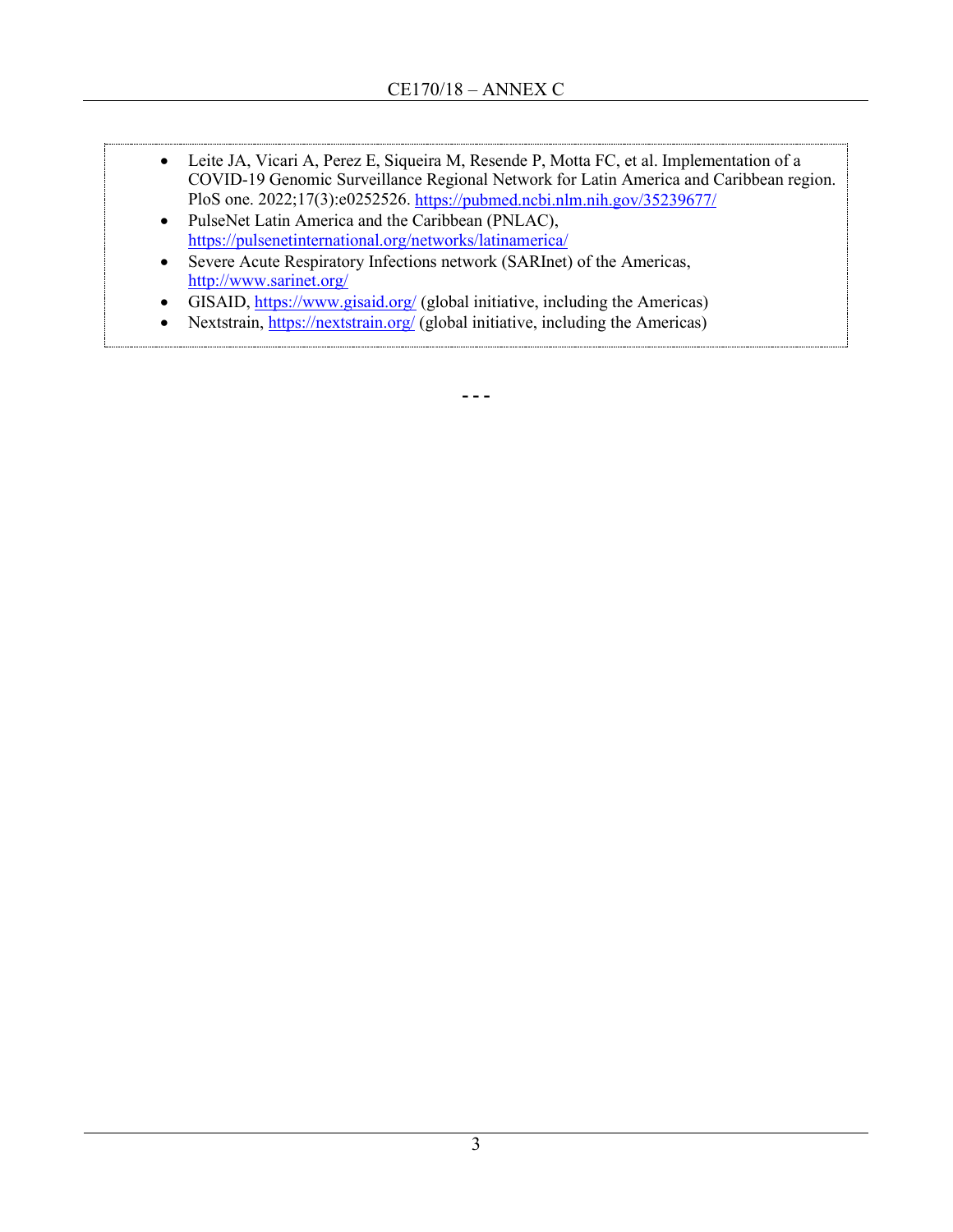- Leite JA, Vicari A, Perez E, Siqueira M, Resende P, Motta FC, et al. Implementation of a COVID-19 Genomic Surveillance Regional Network for Latin America and Caribbean region. PloS one. 2022;17(3):e0252526. https://pubmed.ncbi.nlm.nih.gov/35239677/
- PulseNet Latin America and the Caribbean (PNLAC), https://pulsenetinternational.org/networks/latinamerica/
- Severe Acute Respiratory Infections network (SARInet) of the Americas, http://www.sarinet.org/
- GISAID, https://www.gisaid.org/ (global initiative, including the Americas)
- Nextstrain, https://nextstrain.org/ (global initiative, including the Americas)

- - -